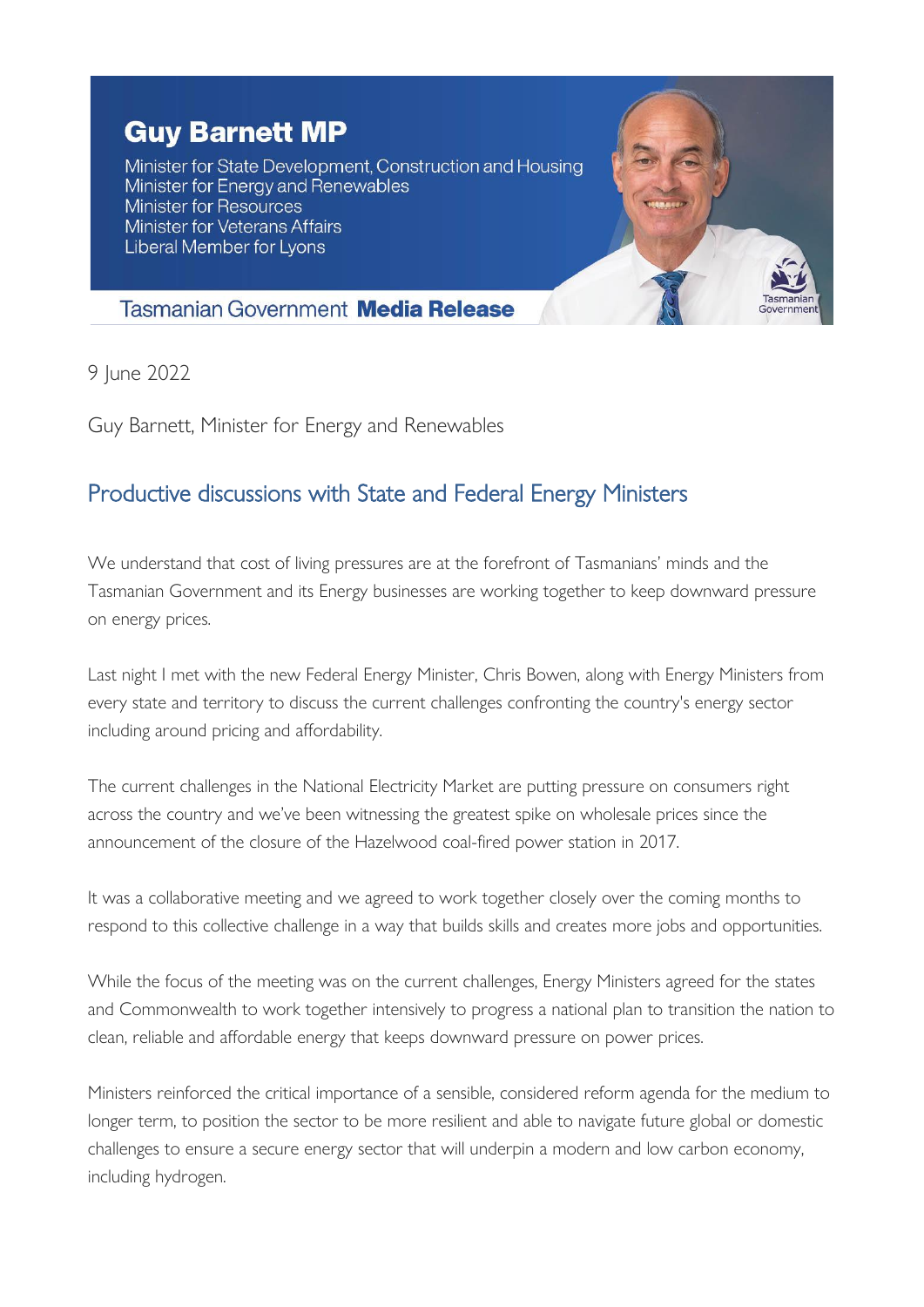**Guy Barnett MP**

Minister for State Development, Construction and Housing
Minister for Energy and Renewables
Minister for Resources
Minister for Veterans Affairs
Liberal Member for Lyons

Tasmanian Government **Media Release**

9 June 2022

Guy Barnett, Minister for Energy and Renewables

## Productive discussions with State and Federal Energy Ministers

We understand that cost of living pressures are at the forefront of Tasmanians' minds and the Tasmanian Government and its Energy businesses are working together to keep downward pressure on energy prices.

Last night I met with the new Federal Energy Minister, Chris Bowen, along with Energy Ministers from every state and territory to discuss the current challenges confronting the country's energy sector including around pricing and affordability.

The current challenges in the National Electricity Market are putting pressure on consumers right across the country and we've been witnessing the greatest spike on wholesale prices since the announcement of the closure of the Hazelwood coal-fired power station in 2017.

It was a collaborative meeting and we agreed to work together closely over the coming months to respond to this collective challenge in a way that builds skills and creates more jobs and opportunities.

While the focus of the meeting was on the current challenges, Energy Ministers agreed for the states and Commonwealth to work together intensively to progress a national plan to transition the nation to clean, reliable and affordable energy that keeps downward pressure on power prices.

Ministers reinforced the critical importance of a sensible, considered reform agenda for the medium to longer term, to position the sector to be more resilient and able to navigate future global or domestic challenges to ensure a secure energy sector that will underpin a modern and low carbon economy, including hydrogen.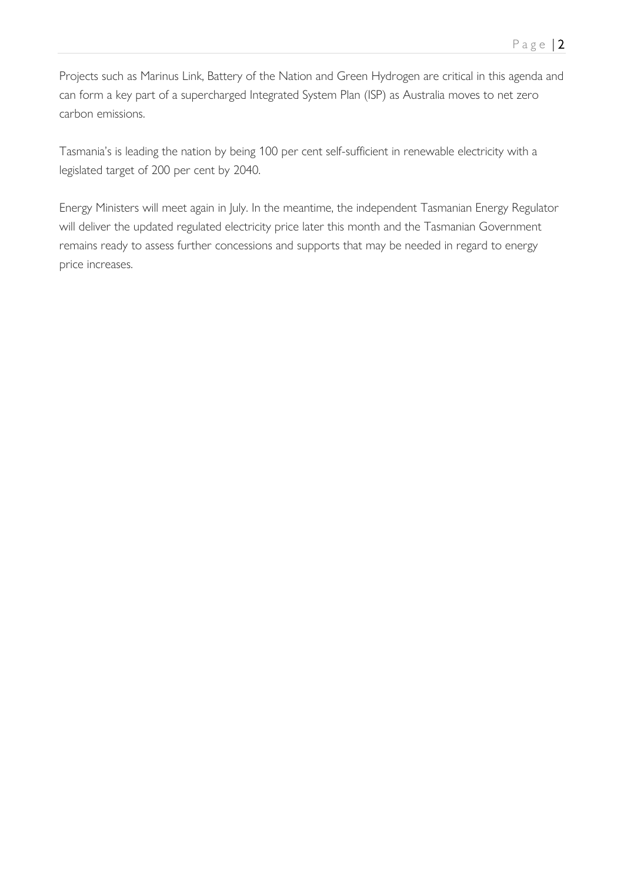Projects such as Marinus Link, Battery of the Nation and Green Hydrogen are critical in this agenda and can form a key part of a supercharged Integrated System Plan (ISP) as Australia moves to net zero carbon emissions.

Tasmania's is leading the nation by being 100 per cent self-sufficient in renewable electricity with a legislated target of 200 per cent by 2040.

Energy Ministers will meet again in July. In the meantime, the independent Tasmanian Energy Regulator will deliver the updated regulated electricity price later this month and the Tasmanian Government remains ready to assess further concessions and supports that may be needed in regard to energy price increases.